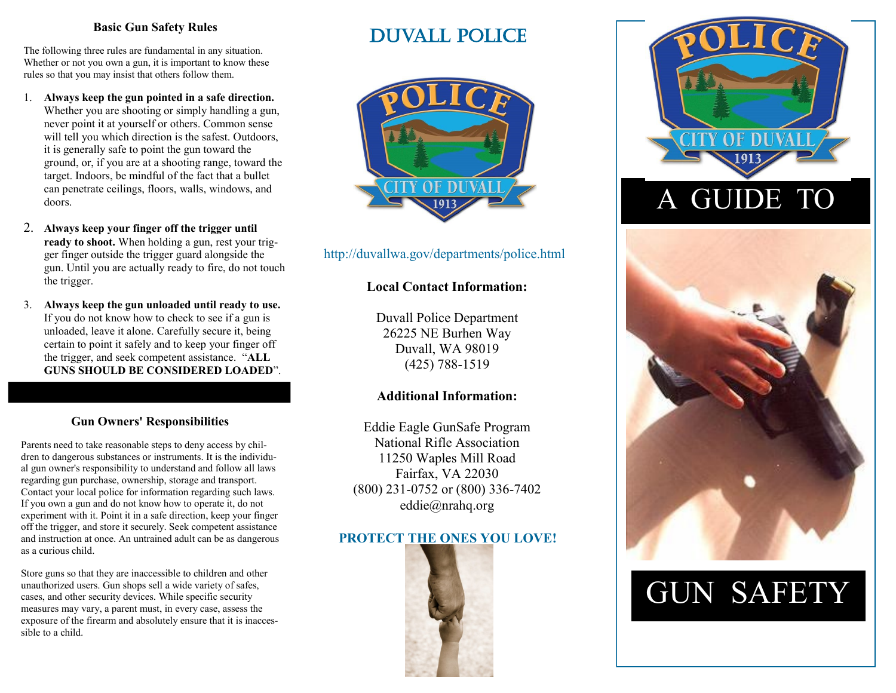## Basic Gun Safety Rules

The following three rules are fundamental in any situation. Whether or not you own a gun, it is important to know these rules so that you may insist that others follow them.

1. **Always keep the gun pointed in a safe direction.** Whether you are shooting or simply handling a gun, never point it at yourself or others. Common sense will tell you which direction is the safest. Outdoors, it is generally safe to point the gun toward the ground, or, if you are at a shooting range, toward the target. Indoors, be mindful of the fact that a bullet can penetrate ceilings, floors, walls, windows, and doors.
2. **Always keep your finger off the trigger until ready to shoot.** When holding a gun, rest your trigger finger outside the trigger guard alongside the gun. Until you are actually ready to fire, do not touch the trigger.
3. **Always keep the gun unloaded until ready to use.** If you do not know how to check to see if a gun is unloaded, leave it alone. Carefully secure it, being certain to point it safely and to keep your finger off the trigger, and seek competent assistance. "**ALL GUNS SHOULD BE CONSIDERED LOADED**".

## Gun Owners' Responsibilities

Parents need to take reasonable steps to deny access by children to dangerous substances or instruments. It is the individual gun owner's responsibility to understand and follow all laws regarding gun purchase, ownership, storage and transport. Contact your local police for information regarding such laws. If you own a gun and do not know how to operate it, do not experiment with it. Point it in a safe direction, keep your finger off the trigger, and store it securely. Seek competent assistance and instruction at once. An untrained adult can be as dangerous as a curious child.

Store guns so that they are inaccessible to children and other unauthorized users. Gun shops sell a wide variety of safes, cases, and other security devices. While specific security measures may vary, a parent must, in every case, assess the exposure of the firearm and absolutely ensure that it is inaccessible to a child.

# DUVALL POLICE

POLICE
CITY OF DUVALL
1913

http://duvallwa.gov/departments/police.html

**Local Contact Information:**

Duvall Police Department
26225 NE Burhen Way
Duvall, WA 98019
(425) 788-1519

**Additional Information:**

Eddie Eagle GunSafe Program
National Rifle Association
11250 Waples Mill Road
Fairfax, VA 22030
(800) 231-0752 or (800) 336-7402
eddie@nrahq.org

**PROTECT THE ONES YOU LOVE!**

POLICE
CITY OF DUVALL
1913

# A GUIDE TO GUN SAFETY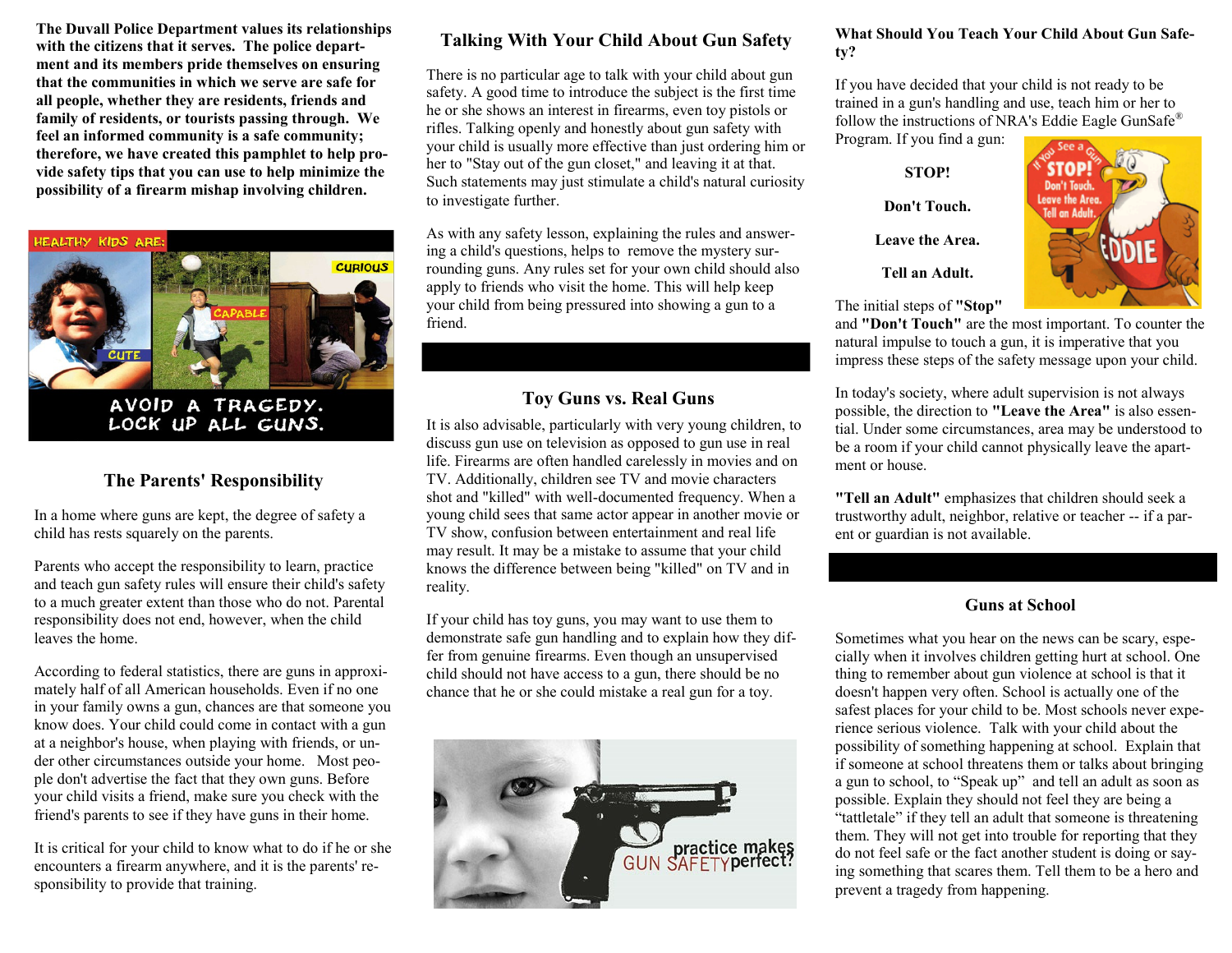**The Duvall Police Department values its relationships with the citizens that it serves. The police department and its members pride themselves on ensuring that the communities in which we serve are safe for all people, whether they are residents, friends and family of residents, or tourists passing through. We feel an informed community is a safe community; therefore, we have created this pamphlet to help provide safety tips that you can use to help minimize the possibility of a firearm mishap involving children.**

HEALTHY KIDS ARE: CUTE CAPABLE CURIOUS

AVOID A TRAGEDY. LOCK UP ALL GUNS.

## The Parents' Responsibility

In a home where guns are kept, the degree of safety a child has rests squarely on the parents.

Parents who accept the responsibility to learn, practice and teach gun safety rules will ensure their child's safety to a much greater extent than those who do not. Parental responsibility does not end, however, when the child leaves the home.

According to federal statistics, there are guns in approximately half of all American households. Even if no one in your family owns a gun, chances are that someone you know does. Your child could come in contact with a gun at a neighbor's house, when playing with friends, or under other circumstances outside your home. Most people don't advertise the fact that they own guns. Before your child visits a friend, make sure you check with the friend's parents to see if they have guns in their home.

It is critical for your child to know what to do if he or she encounters a firearm anywhere, and it is the parents' responsibility to provide that training.

## Talking With Your Child About Gun Safety

There is no particular age to talk with your child about gun safety. A good time to introduce the subject is the first time he or she shows an interest in firearms, even toy pistols or rifles. Talking openly and honestly about gun safety with your child is usually more effective than just ordering him or her to "Stay out of the gun closet," and leaving it at that. Such statements may just stimulate a child's natural curiosity to investigate further.

As with any safety lesson, explaining the rules and answering a child's questions, helps to remove the mystery surrounding guns. Any rules set for your own child should also apply to friends who visit the home. This will help keep your child from being pressured into showing a gun to a friend.

## Toy Guns vs. Real Guns

It is also advisable, particularly with very young children, to discuss gun use on television as opposed to gun use in real life. Firearms are often handled carelessly in movies and on TV. Additionally, children see TV and movie characters shot and "killed" with well-documented frequency. When a young child sees that same actor appear in another movie or TV show, confusion between entertainment and real life may result. It may be a mistake to assume that your child knows the difference between being "killed" on TV and in reality.

If your child has toy guns, you may want to use them to demonstrate safe gun handling and to explain how they differ from genuine firearms. Even though an unsupervised child should not have access to a gun, there should be no chance that he or she could mistake a real gun for a toy.

practice makes GUN SAFETY perfect!

### What Should You Teach Your Child About Gun Safety?

If you have decided that your child is not ready to be trained in a gun's handling and use, teach him or her to follow the instructions of NRA's Eddie Eagle GunSafe® Program. If you find a gun:

**STOP!**

**Don't Touch.**

**Leave the Area.**

**Tell an Adult.**

If You See a Gun STOP! Don't Touch. Leave the Area. Tell an Adult. EDDIE

The initial steps of **"Stop"** and **"Don't Touch"** are the most important. To counter the natural impulse to touch a gun, it is imperative that you impress these steps of the safety message upon your child.

In today's society, where adult supervision is not always possible, the direction to **"Leave the Area"** is also essential. Under some circumstances, area may be understood to be a room if your child cannot physically leave the apartment or house.

**"Tell an Adult"** emphasizes that children should seek a trustworthy adult, neighbor, relative or teacher -- if a parent or guardian is not available.

## Guns at School

Sometimes what you hear on the news can be scary, especially when it involves children getting hurt at school. One thing to remember about gun violence at school is that it doesn't happen very often. School is actually one of the safest places for your child to be. Most schools never experience serious violence. Talk with your child about the possibility of something happening at school. Explain that if someone at school threatens them or talks about bringing a gun to school, to "Speak up" and tell an adult as soon as possible. Explain they should not feel they are being a "tattletale" if they tell an adult that someone is threatening them. They will not get into trouble for reporting that they do not feel safe or the fact another student is doing or saying something that scares them. Tell them to be a hero and prevent a tragedy from happening.